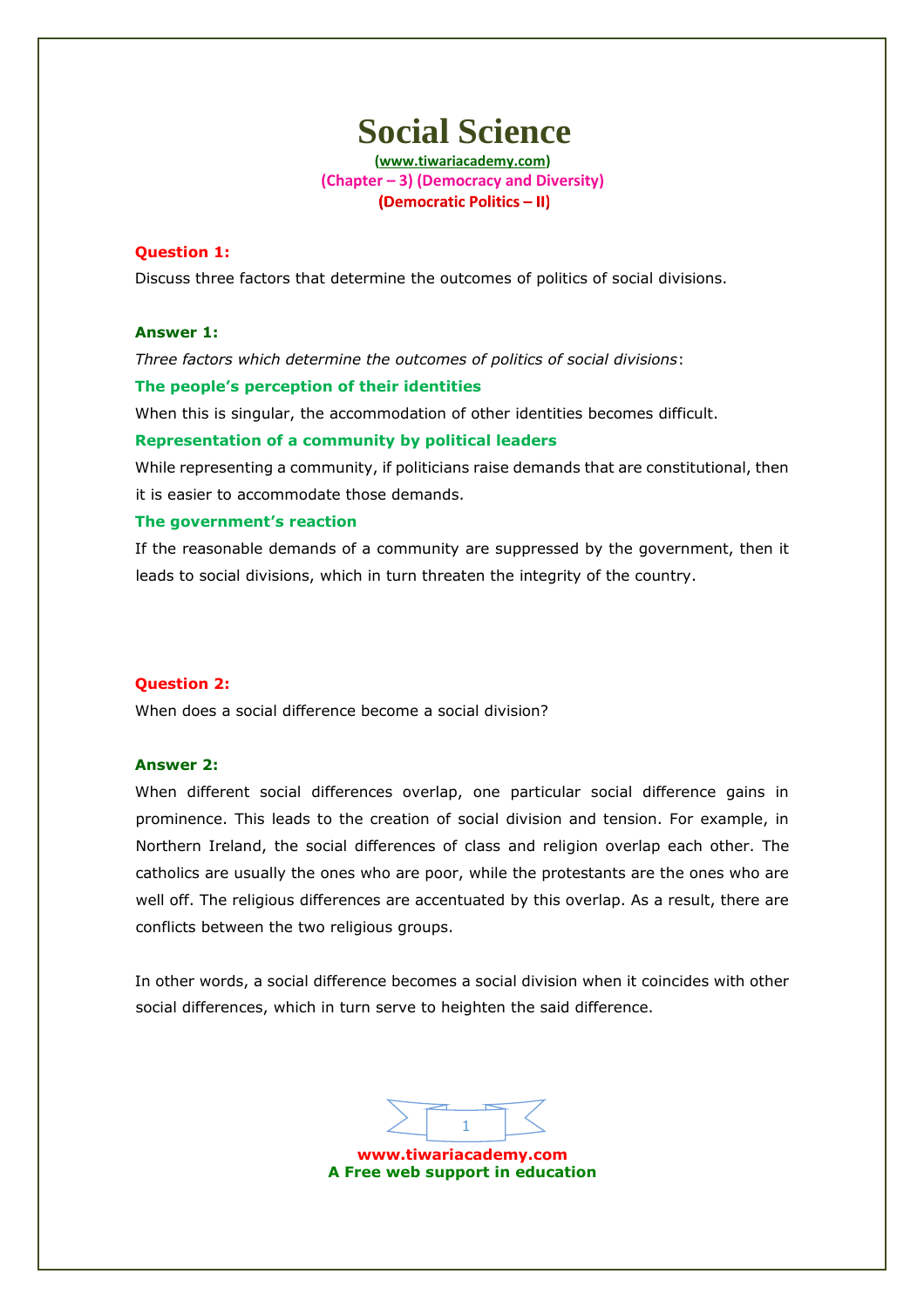# Social Science

(www.tiwariacademy.com)

(Chapter – 3) (Democracy and Diversity)

(Democratic Politics – II)

**Question 1:**

Discuss three factors that determine the outcomes of politics of social divisions.

**Answer 1:**

*Three factors which determine the outcomes of politics of social divisions*:

**The people's perception of their identities**

When this is singular, the accommodation of other identities becomes difficult.

**Representation of a community by political leaders**

While representing a community, if politicians raise demands that are constitutional, then it is easier to accommodate those demands.

**The government's reaction**

If the reasonable demands of a community are suppressed by the government, then it leads to social divisions, which in turn threaten the integrity of the country.

**Question 2:**

When does a social difference become a social division?

**Answer 2:**

When different social differences overlap, one particular social difference gains in prominence. This leads to the creation of social division and tension. For example, in Northern Ireland, the social differences of class and religion overlap each other. The catholics are usually the ones who are poor, while the protestants are the ones who are well off. The religious differences are accentuated by this overlap. As a result, there are conflicts between the two religious groups.

In other words, a social difference becomes a social division when it coincides with other social differences, which in turn serve to heighten the said difference.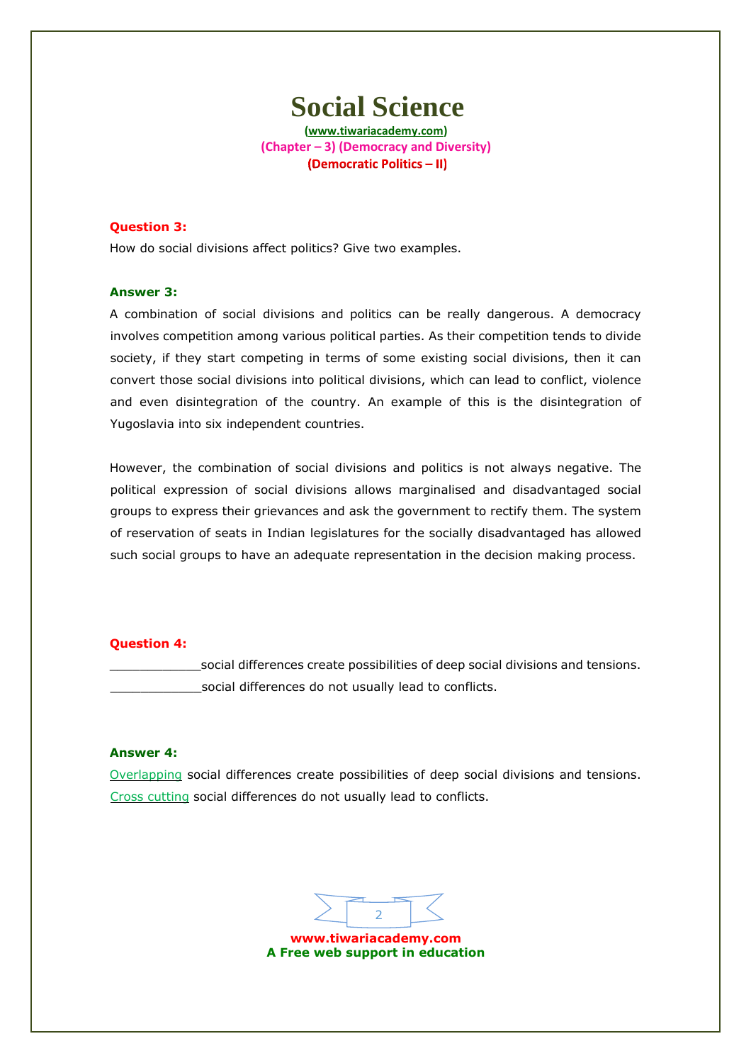# Social Science

(www.tiwariacademy.com)

(Chapter – 3) (Democracy and Diversity)

(Democratic Politics – II)

**Question 3:**

How do social divisions affect politics? Give two examples.

**Answer 3:**

A combination of social divisions and politics can be really dangerous. A democracy involves competition among various political parties. As their competition tends to divide society, if they start competing in terms of some existing social divisions, then it can convert those social divisions into political divisions, which can lead to conflict, violence and even disintegration of the country. An example of this is the disintegration of Yugoslavia into six independent countries.

However, the combination of social divisions and politics is not always negative. The political expression of social divisions allows marginalised and disadvantaged social groups to express their grievances and ask the government to rectify them. The system of reservation of seats in Indian legislatures for the socially disadvantaged has allowed such social groups to have an adequate representation in the decision making process.

**Question 4:**

____________social differences create possibilities of deep social divisions and tensions.
____________social differences do not usually lead to conflicts.

**Answer 4:**

Overlapping social differences create possibilities of deep social divisions and tensions.
Cross cutting social differences do not usually lead to conflicts.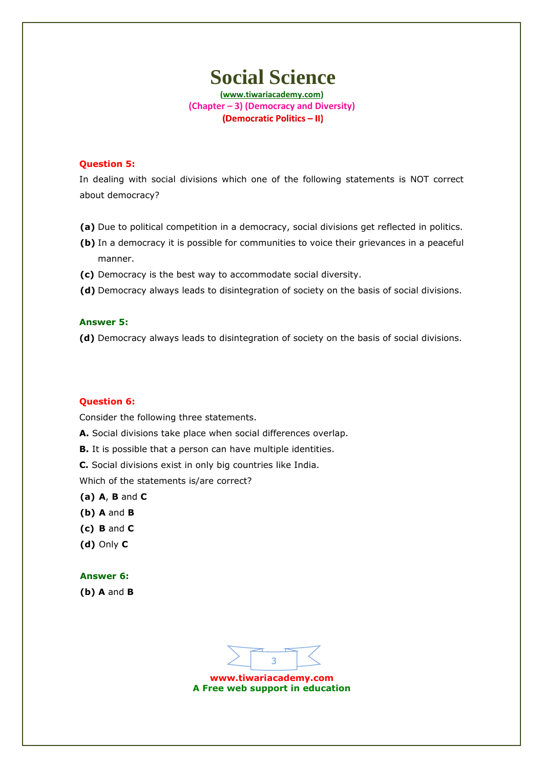# Social Science

(www.tiwariacademy.com)
(Chapter – 3) (Democracy and Diversity)
(Democratic Politics – II)

**Question 5:**

In dealing with social divisions which one of the following statements is NOT correct about democracy?

**(a)** Due to political competition in a democracy, social divisions get reflected in politics.
**(b)** In a democracy it is possible for communities to voice their grievances in a peaceful manner.
**(c)** Democracy is the best way to accommodate social diversity.
**(d)** Democracy always leads to disintegration of society on the basis of social divisions.

**Answer 5:**

**(d)** Democracy always leads to disintegration of society on the basis of social divisions.

**Question 6:**

Consider the following three statements.

**A.** Social divisions take place when social differences overlap.
**B.** It is possible that a person can have multiple identities.
**C.** Social divisions exist in only big countries like India.

Which of the statements is/are correct?

**(a)** **A**, **B** and **C**
**(b)** **A** and **B**
**(c)** **B** and **C**
**(d)** Only **C**

**Answer 6:**

**(b)** **A** and **B**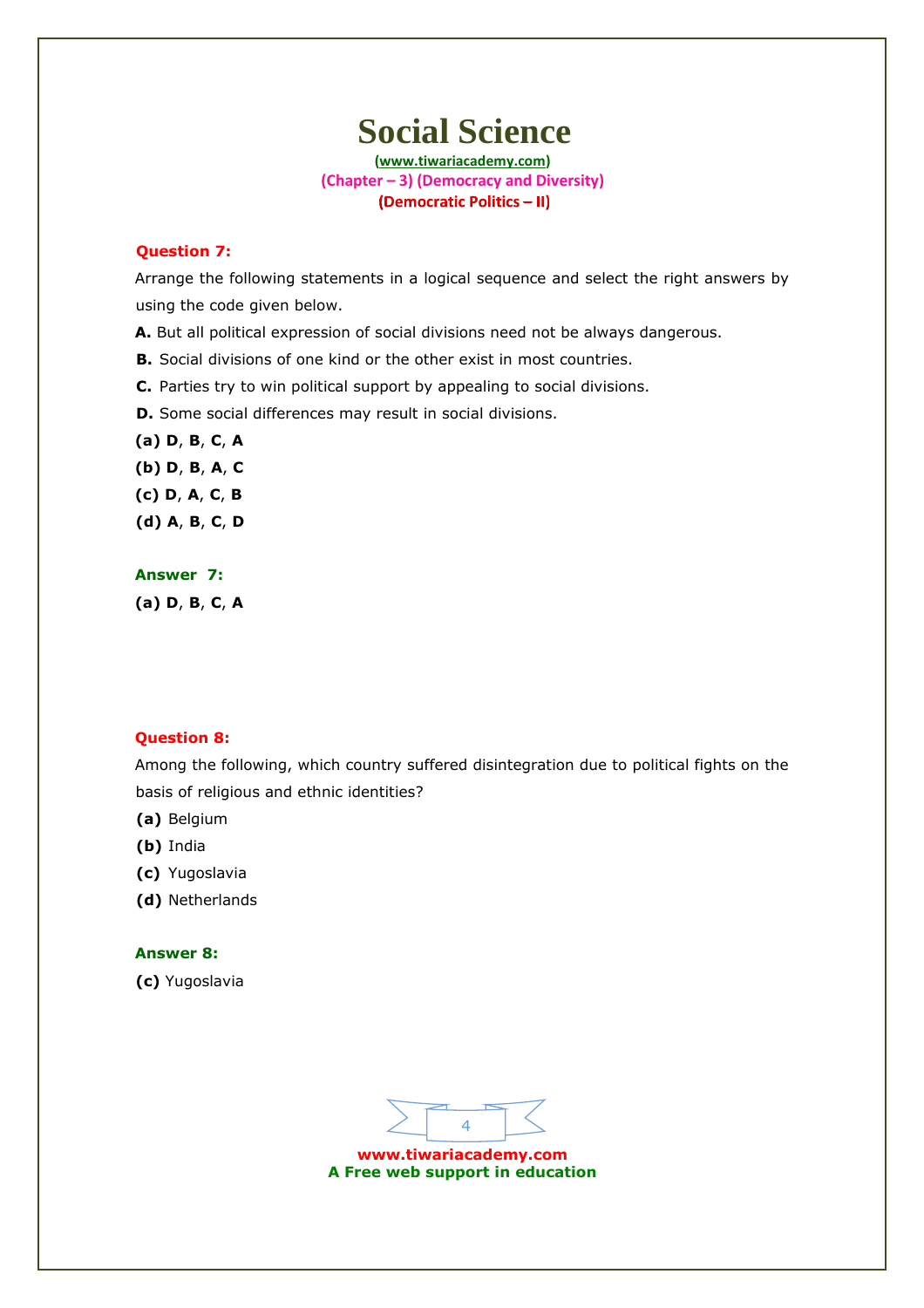# Social Science

(www.tiwariacademy.com)

(Chapter – 3) (Democracy and Diversity)

(Democratic Politics – II)

**Question 7:**

Arrange the following statements in a logical sequence and select the right answers by using the code given below.

**A.** But all political expression of social divisions need not be always dangerous.

**B.** Social divisions of one kind or the other exist in most countries.

**C.** Parties try to win political support by appealing to social divisions.

**D.** Some social differences may result in social divisions.

**(a) D**, **B**, **C**, **A**

**(b) D**, **B**, **A**, **C**

**(c) D**, **A**, **C**, **B**

**(d) A**, **B**, **C**, **D**

**Answer 7:**

**(a) D**, **B**, **C**, **A**

**Question 8:**

Among the following, which country suffered disintegration due to political fights on the basis of religious and ethnic identities?

**(a)** Belgium

**(b)** India

**(c)** Yugoslavia

**(d)** Netherlands

**Answer 8:**

**(c)** Yugoslavia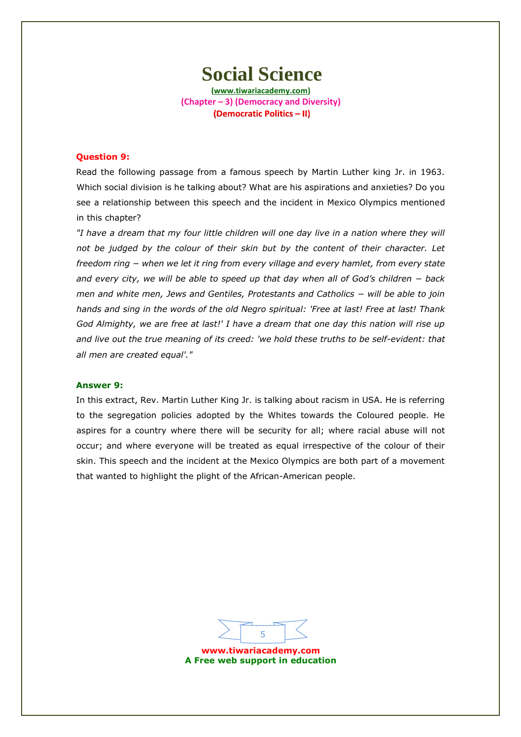# Social Science

(www.tiwariacademy.com)

(Chapter – 3) (Democracy and Diversity)

(Democratic Politics – II)

**Question 9:**

Read the following passage from a famous speech by Martin Luther king Jr. in 1963. Which social division is he talking about? What are his aspirations and anxieties? Do you see a relationship between this speech and the incident in Mexico Olympics mentioned in this chapter?

*"I have a dream that my four little children will one day live in a nation where they will not be judged by the colour of their skin but by the content of their character. Let freedom ring – when we let it ring from every village and every hamlet, from every state and every city, we will be able to speed up that day when all of God's children – back men and white men, Jews and Gentiles, Protestants and Catholics – will be able to join hands and sing in the words of the old Negro spiritual: 'Free at last! Free at last! Thank God Almighty, we are free at last!' I have a dream that one day this nation will rise up and live out the true meaning of its creed: 'we hold these truths to be self-evident: that all men are created equal'."*

**Answer 9:**

In this extract, Rev. Martin Luther King Jr. is talking about racism in USA. He is referring to the segregation policies adopted by the Whites towards the Coloured people. He aspires for a country where there will be security for all; where racial abuse will not occur; and where everyone will be treated as equal irrespective of the colour of their skin. This speech and the incident at the Mexico Olympics are both part of a movement that wanted to highlight the plight of the African-American people.